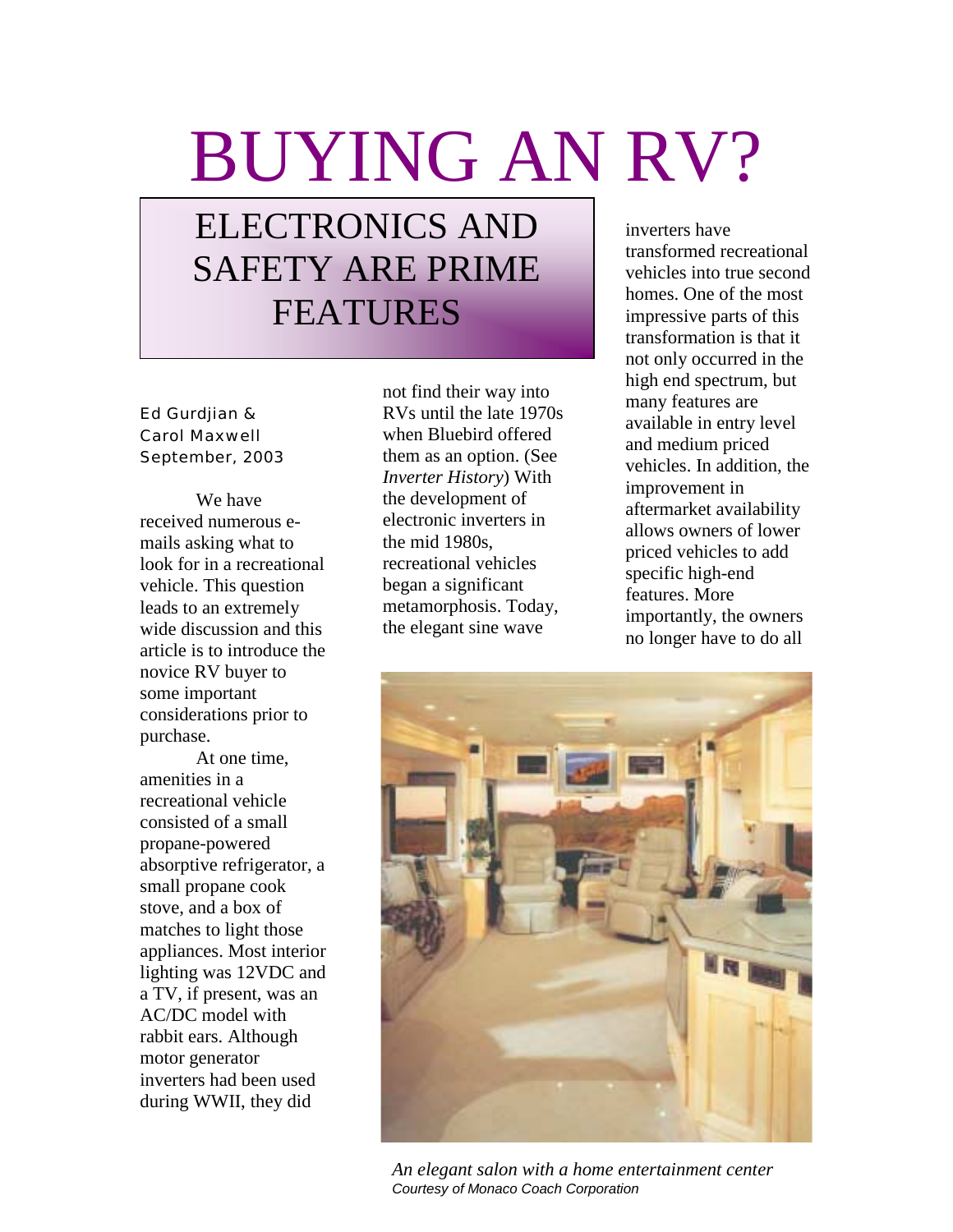# BUYING AN RV?

## ELECTRONICS AND SAFETY ARE PRIME FEATURES

Ed Gurdjian &
Carol Maxwell
September, 2003

We have received numerous e-mails asking what to look for in a recreational vehicle. This question leads to an extremely wide discussion and this article is to introduce the novice RV buyer to some important considerations prior to purchase.

At one time, amenities in a recreational vehicle consisted of a small propane-powered absorptive refrigerator, a small propane cook stove, and a box of matches to light those appliances. Most interior lighting was 12VDC and a TV, if present, was an AC/DC model with rabbit ears. Although motor generator inverters had been used during WWII, they did not find their way into RVs until the late 1970s when Bluebird offered them as an option. (See *Inverter History*) With the development of electronic inverters in the mid 1980s, recreational vehicles began a significant metamorphosis. Today, the elegant sine wave inverters have transformed recreational vehicles into true second homes. One of the most impressive parts of this transformation is that it not only occurred in the high end spectrum, but many features are available in entry level and medium priced vehicles. In addition, the improvement in aftermarket availability allows owners of lower priced vehicles to add specific high-end features. More importantly, the owners no longer have to do all

*An elegant salon with a home entertainment center*
*Courtesy of Monaco Coach Corporation*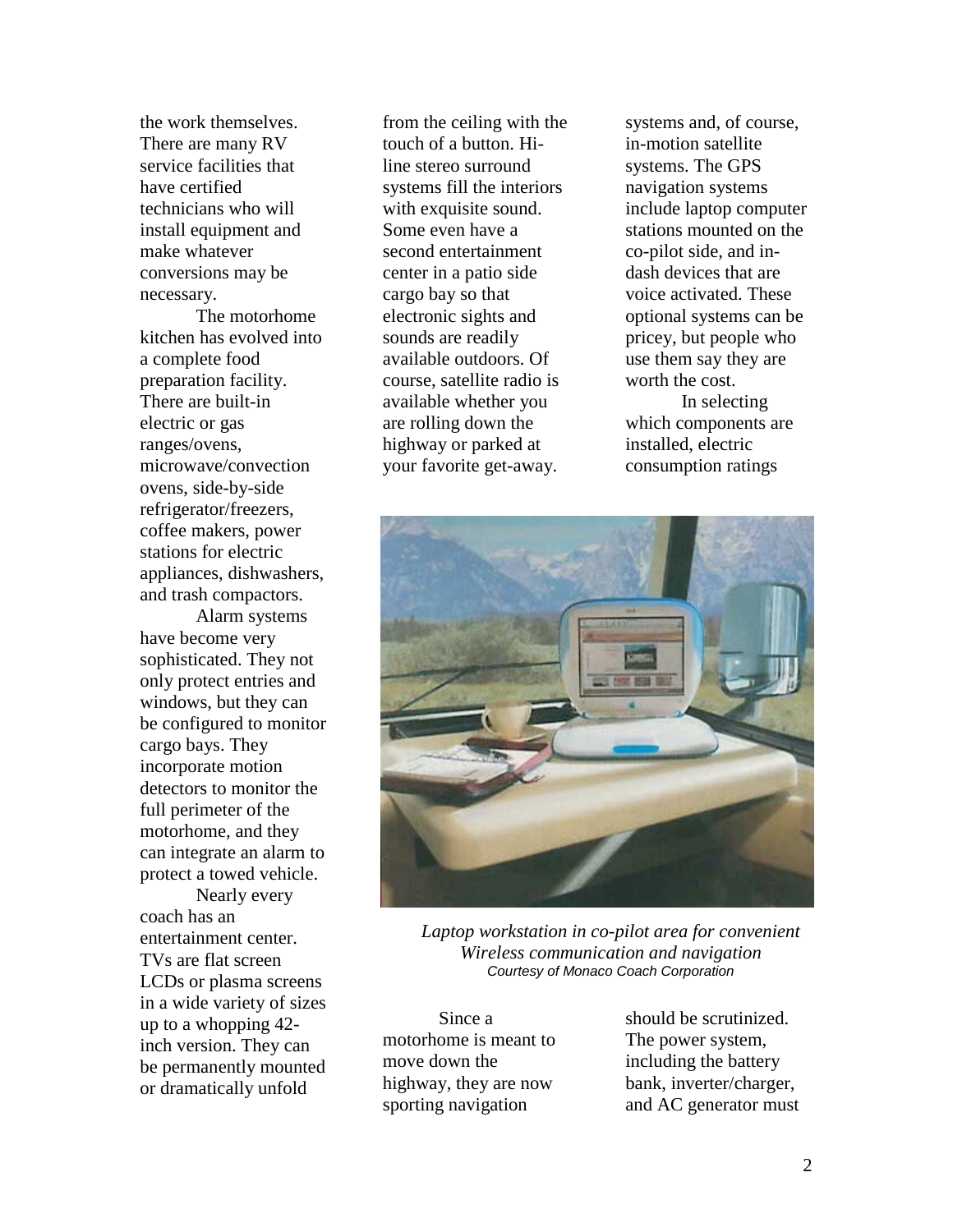the work themselves. There are many RV service facilities that have certified technicians who will install equipment and make whatever conversions may be necessary.

The motorhome kitchen has evolved into a complete food preparation facility. There are built-in electric or gas ranges/ovens, microwave/convection ovens, side-by-side refrigerator/freezers, coffee makers, power stations for electric appliances, dishwashers, and trash compactors.

Alarm systems have become very sophisticated. They not only protect entries and windows, but they can be configured to monitor cargo bays. They incorporate motion detectors to monitor the full perimeter of the motorhome, and they can integrate an alarm to protect a towed vehicle.

Nearly every coach has an entertainment center. TVs are flat screen LCDs or plasma screens in a wide variety of sizes up to a whopping 42-inch version. They can be permanently mounted or dramatically unfold from the ceiling with the touch of a button. Hi-line stereo surround systems fill the interiors with exquisite sound. Some even have a second entertainment center in a patio side cargo bay so that electronic sights and sounds are readily available outdoors. Of course, satellite radio is available whether you are rolling down the highway or parked at your favorite get-away.

Since a motorhome is meant to move down the highway, they are now sporting navigation systems and, of course, in-motion satellite systems. The GPS navigation systems include laptop computer stations mounted on the co-pilot side, and in-dash devices that are voice activated. These optional systems can be pricey, but people who use them say they are worth the cost.

*Laptop workstation in co-pilot area for convenient Wireless communication and navigation*
*Courtesy of Monaco Coach Corporation*

In selecting which components are installed, electric consumption ratings should be scrutinized. The power system, including the battery bank, inverter/charger, and AC generator must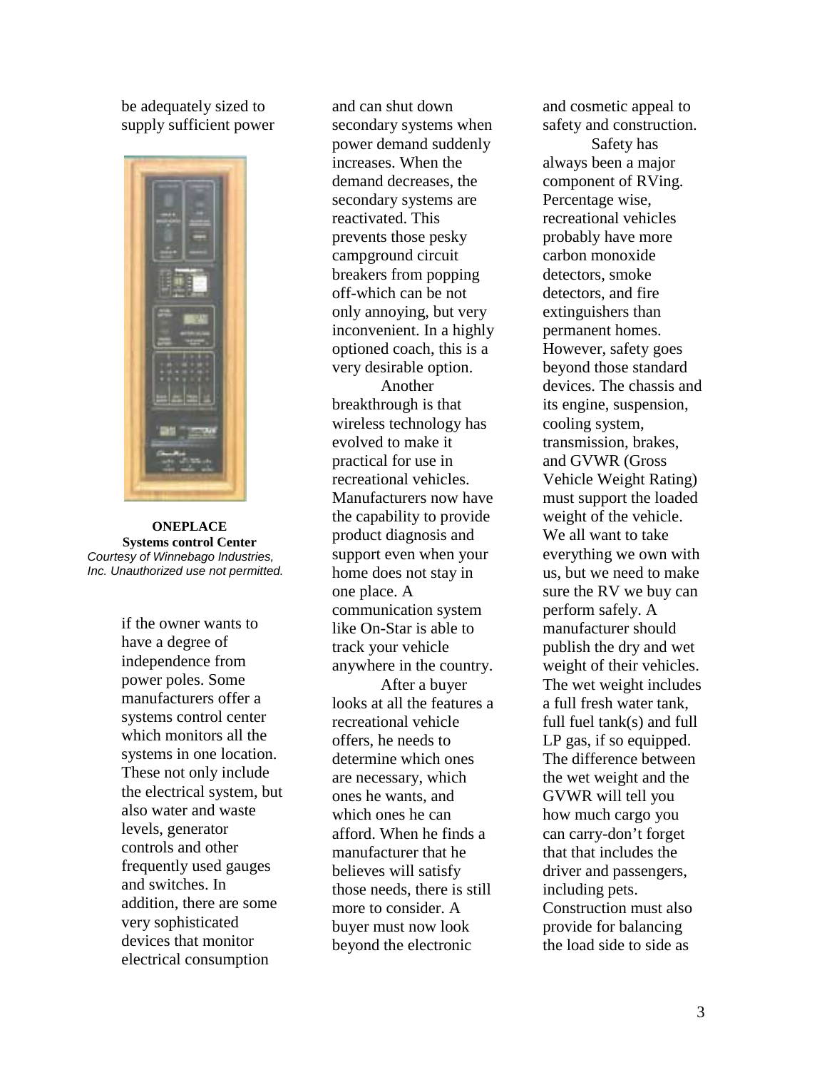be adequately sized to supply sufficient power if the owner wants to have a degree of independence from power poles. Some manufacturers offer a systems control center which monitors all the systems in one location. These not only include the electrical system, but also water and waste levels, generator controls and other frequently used gauges and switches. In addition, there are some very sophisticated devices that monitor electrical consumption and can shut down secondary systems when power demand suddenly increases. When the demand decreases, the secondary systems are reactivated. This prevents those pesky campground circuit breakers from popping off-which can be not only annoying, but very inconvenient. In a highly optioned coach, this is a very desirable option.

**ONEPLACE**
**Systems control Center**
*Courtesy of Winnebago Industries, Inc. Unauthorized use not permitted.*

Another breakthrough is that wireless technology has evolved to make it practical for use in recreational vehicles. Manufacturers now have the capability to provide product diagnosis and support even when your home does not stay in one place. A communication system like On-Star is able to track your vehicle anywhere in the country.

After a buyer looks at all the features a recreational vehicle offers, he needs to determine which ones are necessary, which ones he wants, and which ones he can afford. When he finds a manufacturer that he believes will satisfy those needs, there is still more to consider. A buyer must now look beyond the electronic and cosmetic appeal to safety and construction.

Safety has always been a major component of RVing. Percentage wise, recreational vehicles probably have more carbon monoxide detectors, smoke detectors, and fire extinguishers than permanent homes. However, safety goes beyond those standard devices. The chassis and its engine, suspension, cooling system, transmission, brakes, and GVWR (Gross Vehicle Weight Rating) must support the loaded weight of the vehicle. We all want to take everything we own with us, but we need to make sure the RV we buy can perform safely. A manufacturer should publish the dry and wet weight of their vehicles. The wet weight includes a full fresh water tank, full fuel tank(s) and full LP gas, if so equipped. The difference between the wet weight and the GVWR will tell you how much cargo you can carry-don't forget that that includes the driver and passengers, including pets. Construction must also provide for balancing the load side to side as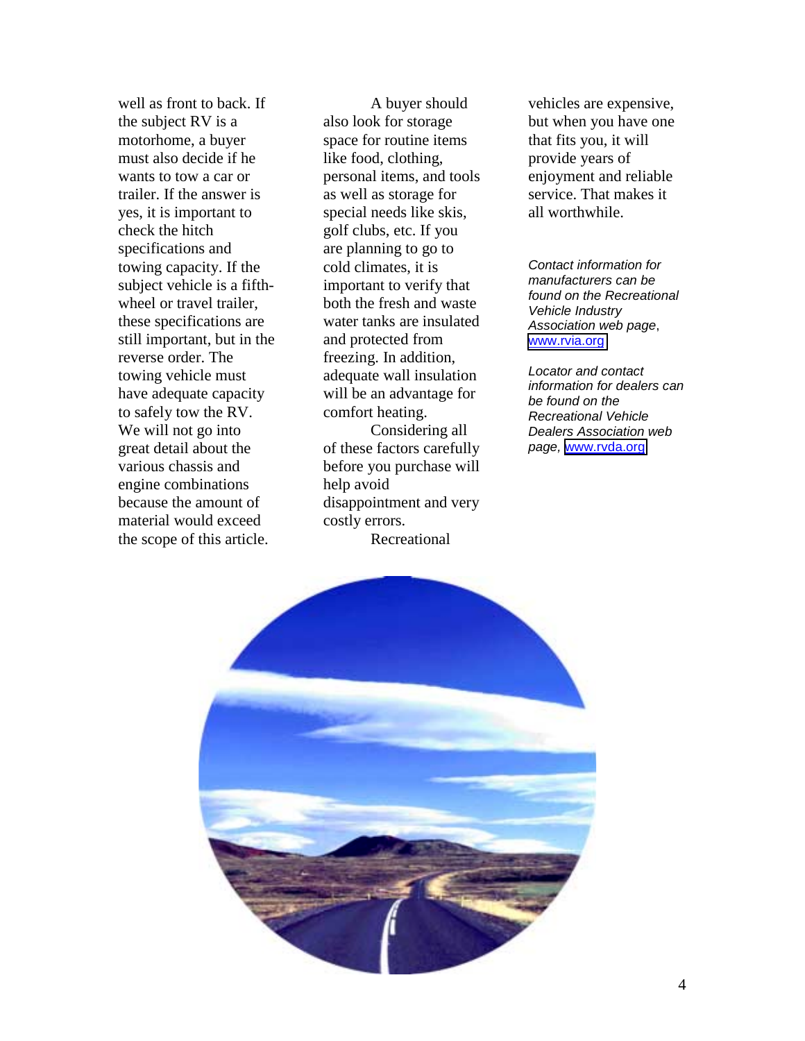well as front to back. If the subject RV is a motorhome, a buyer must also decide if he wants to tow a car or trailer. If the answer is yes, it is important to check the hitch specifications and towing capacity. If the subject vehicle is a fifth-wheel or travel trailer, these specifications are still important, but in the reverse order. The towing vehicle must have adequate capacity to safely tow the RV. We will not go into great detail about the various chassis and engine combinations because the amount of material would exceed the scope of this article.

A buyer should also look for storage space for routine items like food, clothing, personal items, and tools as well as storage for special needs like skis, golf clubs, etc. If you are planning to go to cold climates, it is important to verify that both the fresh and waste water tanks are insulated and protected from freezing. In addition, adequate wall insulation will be an advantage for comfort heating.

Considering all of these factors carefully before you purchase will help avoid disappointment and very costly errors.

Recreational vehicles are expensive, but when you have one that fits you, it will provide years of enjoyment and reliable service. That makes it all worthwhile.

*Contact information for manufacturers can be found on the Recreational Vehicle Industry Association web page*, www.rvia.org

*Locator and contact information for dealers can be found on the Recreational Vehicle Dealers Association web page,* www.rvda.org